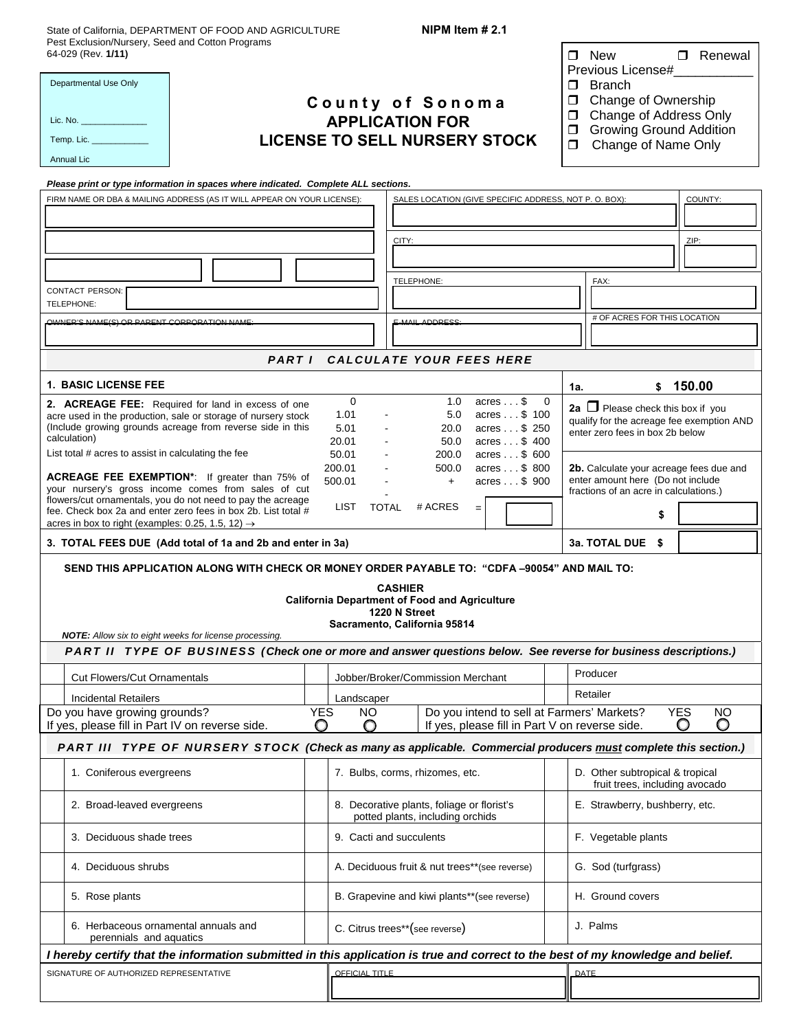State of California, DEPARTMENT OF FOOD AND AGRICULTURE
Pest Exclusion/Nursery, Seed and Cotton Programs
64-029 (Rev. **1/11**)

**NIPM Item # 2.1**

| Departmental Use Only |
|---|
| Lic. No. _____________ |
| Temp. Lic. ___________ |
| Annual Lic |

# County of Sonoma
# APPLICATION FOR LICENSE TO SELL NURSERY STOCK

- ❒ New ❒ Renewal
- Previous License#___________
- ❒ Branch
- ❒ Change of Ownership
- ❒ Change of Address Only
- ❒ Growing Ground Addition
- ❒ Change of Name Only

*Please print or type information in spaces where indicated. Complete ALL sections.*

| FIRM NAME OR DBA & MAILING ADDRESS (AS IT WILL APPEAR ON YOUR LICENSE): | SALES LOCATION (GIVE SPECIFIC ADDRESS, NOT P. O. BOX): | COUNTY: |
|---|---|---|
| | CITY: | ZIP: |
| CONTACT PERSON: / TELEPHONE: | TELEPHONE: | FAX: |
| OWNER'S NAME(S) OR PARENT CORPORATION NAME: | E-MAIL ADDRESS: | # OF ACRES FOR THIS LOCATION |

## PART I CALCULATE YOUR FEES HERE

**1. BASIC LICENSE FEE** — **1a. $ 150.00**

**2. ACREAGE FEE:** Required for land in excess of one acre used in the production, sale or storage of nursery stock (Include growing grounds acreage from reverse side in this calculation)

List total # acres to assist in calculating the fee

**ACREAGE FEE EXEMPTION\***: If greater than 75% of your nursery's gross income comes from sales of cut flowers/cut ornamentals, you do not need to pay the acreage fee. Check box 2a and enter zero fees in box 2b. List total # acres in box to right (examples: 0.25, 1.5, 12) →

| Acres | | Fee |
|---|---|---|
| 0 - 1.0 | acres . . . | $ 0 |
| 1.01 - 5.0 | acres . . . | $ 100 |
| 5.01 - 20.0 | acres . . . | $ 250 |
| 20.01 - 50.0 | acres . . . | $ 400 |
| 50.01 - 200.0 | acres . . . | $ 600 |
| 200.01 - 500.0 | acres . . . | $ 800 |
| 500.01 - + | acres . . . | $ 900 |

LIST TOTAL # ACRES = ________

**2a** ❒ Please check this box if you qualify for the acreage fee exemption AND enter zero fees in box 2b below

**2b.** Calculate your acreage fees due and enter amount here (Do not include fractions of an acre in calculations.) $ ________

**3. TOTAL FEES DUE (Add total of 1a and 2b and enter in 3a)** — **3a. TOTAL DUE $** ________

**SEND THIS APPLICATION ALONG WITH CHECK OR MONEY ORDER PAYABLE TO: "CDFA –90054" AND MAIL TO:**

**CASHIER**
**California Department of Food and Agriculture**
**1220 N Street**
**Sacramento, California 95814**

***NOTE:*** *Allow six to eight weeks for license processing.*

## PART II TYPE OF BUSINESS (Check one or more and answer questions below. See reverse for business descriptions.)

| | | | | | |
|---|---|---|---|---|---|
| | Cut Flowers/Cut Ornamentals | | Jobber/Broker/Commission Merchant | | Producer |
| | Incidental Retailers | | Landscaper | | Retailer |

Do you have growing grounds? YES ○ NO ○
If yes, please fill in Part IV on reverse side.

Do you intend to sell at Farmers' Markets? YES ○ NO ○
If yes, please fill in Part V on reverse side.

## PART III TYPE OF NURSERY STOCK (Check as many as applicable. Commercial producers *must* complete this section.)

| | | | | | |
|---|---|---|---|---|---|
| | 1. Coniferous evergreens | | 7. Bulbs, corms, rhizomes, etc. | | D. Other subtropical & tropical fruit trees, including avocado |
| | 2. Broad-leaved evergreens | | 8. Decorative plants, foliage or florist's potted plants, including orchids | | E. Strawberry, bushberry, etc. |
| | 3. Deciduous shade trees | | 9. Cacti and succulents | | F. Vegetable plants |
| | 4. Deciduous shrubs | | A. Deciduous fruit & nut trees\*\*(see reverse) | | G. Sod (turfgrass) |
| | 5. Rose plants | | B. Grapevine and kiwi plants\*\*(see reverse) | | H. Ground covers |
| | 6. Herbaceous ornamental annuals and perennials and aquatics | | C. Citrus trees\*\*(see reverse) | | J. Palms |

***I hereby certify that the information submitted in this application is true and correct to the best of my knowledge and belief.***

| SIGNATURE OF AUTHORIZED REPRESENTATIVE | OFFICIAL TITLE | DATE |
|---|---|---|
| | | |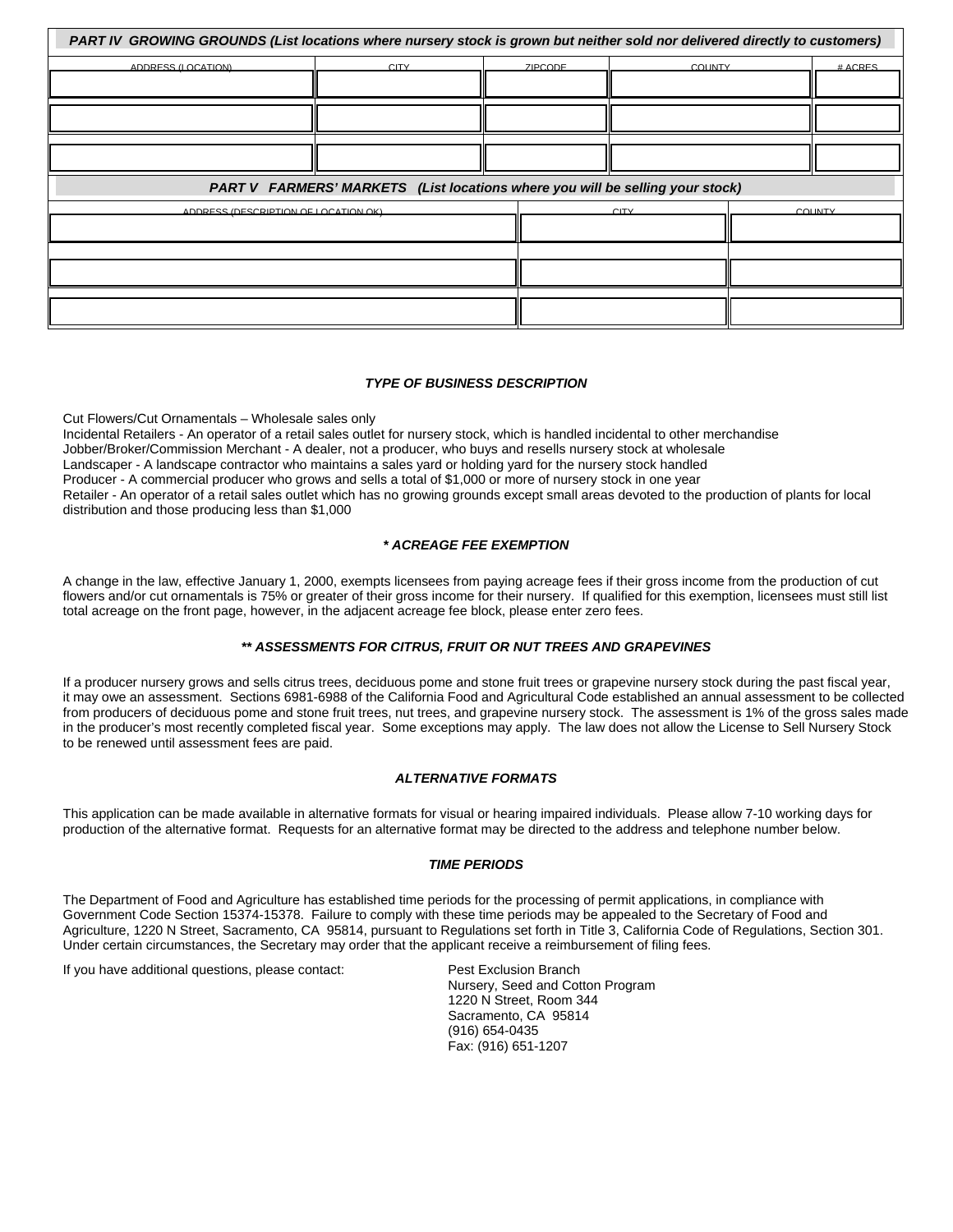**PART IV GROWING GROUNDS (List locations where nursery stock is grown but neither sold nor delivered directly to customers)**

| ADDRESS (LOCATION) | CITY | ZIPCODE | COUNTY | # ACRES |
|---|---|---|---|---|
| | | | | |
| | | | | |
| | | | | |

**PART V FARMERS' MARKETS (List locations where you will be selling your stock)**

| ADDRESS (DESCRIPTION OF LOCATION OK) | CITY | COUNTY |
|---|---|---|
| | | |
| | | |
| | | |

### *TYPE OF BUSINESS DESCRIPTION*

Cut Flowers/Cut Ornamentals – Wholesale sales only
Incidental Retailers - An operator of a retail sales outlet for nursery stock, which is handled incidental to other merchandise
Jobber/Broker/Commission Merchant - A dealer, not a producer, who buys and resells nursery stock at wholesale
Landscaper - A landscape contractor who maintains a sales yard or holding yard for the nursery stock handled
Producer - A commercial producer who grows and sells a total of $1,000 or more of nursery stock in one year
Retailer - An operator of a retail sales outlet which has no growing grounds except small areas devoted to the production of plants for local distribution and those producing less than $1,000

### *\* ACREAGE FEE EXEMPTION*

A change in the law, effective January 1, 2000, exempts licensees from paying acreage fees if their gross income from the production of cut flowers and/or cut ornamentals is 75% or greater of their gross income for their nursery. If qualified for this exemption, licensees must still list total acreage on the front page, however, in the adjacent acreage fee block, please enter zero fees.

### *\*\* ASSESSMENTS FOR CITRUS, FRUIT OR NUT TREES AND GRAPEVINES*

If a producer nursery grows and sells citrus trees, deciduous pome and stone fruit trees or grapevine nursery stock during the past fiscal year, it may owe an assessment. Sections 6981-6988 of the California Food and Agricultural Code established an annual assessment to be collected from producers of deciduous pome and stone fruit trees, nut trees, and grapevine nursery stock. The assessment is 1% of the gross sales made in the producer's most recently completed fiscal year. Some exceptions may apply. The law does not allow the License to Sell Nursery Stock to be renewed until assessment fees are paid.

### *ALTERNATIVE FORMATS*

This application can be made available in alternative formats for visual or hearing impaired individuals. Please allow 7-10 working days for production of the alternative format. Requests for an alternative format may be directed to the address and telephone number below.

### *TIME PERIODS*

The Department of Food and Agriculture has established time periods for the processing of permit applications, in compliance with Government Code Section 15374-15378. Failure to comply with these time periods may be appealed to the Secretary of Food and Agriculture, 1220 N Street, Sacramento, CA 95814, pursuant to Regulations set forth in Title 3, California Code of Regulations, Section 301. Under certain circumstances, the Secretary may order that the applicant receive a reimbursement of filing fees.

If you have additional questions, please contact:

Pest Exclusion Branch
Nursery, Seed and Cotton Program
1220 N Street, Room 344
Sacramento, CA 95814
(916) 654-0435
Fax: (916) 651-1207